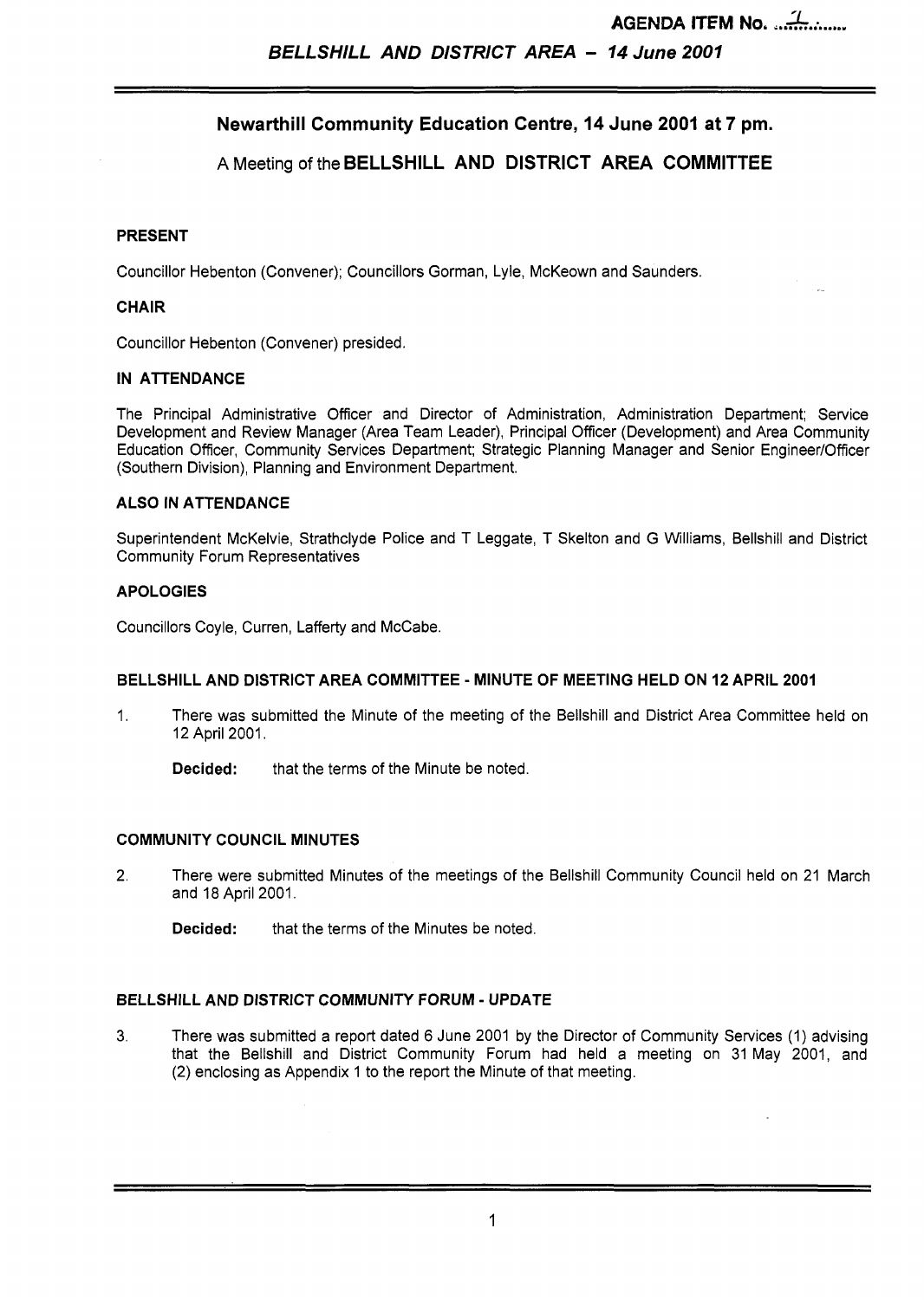AGENDA ITEM No. 1

## Newarthill Community Education Centre, 14 June 2001 at 7 pm.

## A Meeting of the BELLSHILL AND DISTRICT AREA COMMITTEE

### PRESENT

Councillor Hebenton (Convener); Councillors Gorman, Lyle, McKeown and Saunders.

### CHAIR

Councillor Hebenton (Convener) presided.

### IN ATTENDANCE

The Principal Administrative Officer and Director of Administration, Administration Department; Service Development and Review Manager (Area Team Leader), Principal Officer (Development) and Area Community Education Officer, Community Services Department; Strategic Planning Manager and Senior Engineer/Officer (Southern Division), Planning and Environment Department.

### ALSO IN ATTENDANCE

Superintendent McKelvie, Strathclyde Police and T Leggate, T Skelton and G Williams, Bellshill and District Community Forum Representatives

### APOLOGIES

Councillors Coyle, Curren, Lafferty and McCabe.

### BELLSHILL AND DISTRICT AREA COMMITTEE - MINUTE OF MEETING HELD ON 12 APRIL 2001

1. There was submitted the Minute of the meeting of the Bellshill and District Area Committee held on 12 April 2001.

   **Decided:** that the terms of the Minute be noted.

### COMMUNITY COUNCIL MINUTES

2. There were submitted Minutes of the meetings of the Bellshill Community Council held on 21 March and 18 April 2001.

   **Decided:** that the terms of the Minutes be noted.

### BELLSHILL AND DISTRICT COMMUNITY FORUM - UPDATE

3. There was submitted a report dated 6 June 2001 by the Director of Community Services (1) advising that the Bellshill and District Community Forum had held a meeting on 31 May 2001, and (2) enclosing as Appendix 1 to the report the Minute of that meeting.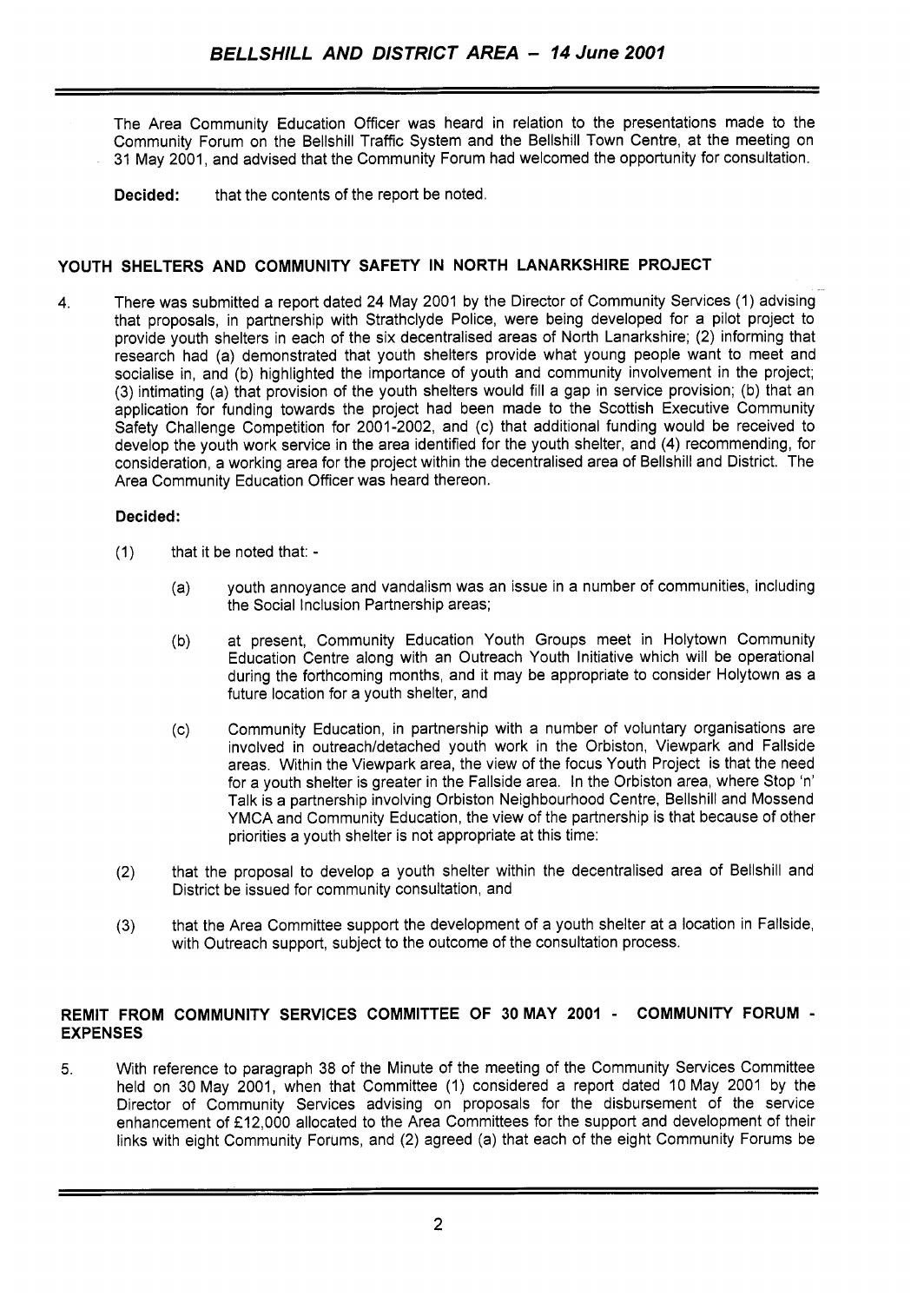The Area Community Education Officer was heard in relation to the presentations made to the Community Forum on the Bellshill Traffic System and the Bellshill Town Centre, at the meeting on 31 May 2001, and advised that the Community Forum had welcomed the opportunity for consultation.

**Decided:** that the contents of the report be noted.

## YOUTH SHELTERS AND COMMUNITY SAFETY IN NORTH LANARKSHIRE PROJECT

4. There was submitted a report dated 24 May 2001 by the Director of Community Services (1) advising that proposals, in partnership with Strathclyde Police, were being developed for a pilot project to provide youth shelters in each of the six decentralised areas of North Lanarkshire; (2) informing that research had (a) demonstrated that youth shelters provide what young people want to meet and socialise in, and (b) highlighted the importance of youth and community involvement in the project; (3) intimating (a) that provision of the youth shelters would fill a gap in service provision; (b) that an application for funding towards the project had been made to the Scottish Executive Community Safety Challenge Competition for 2001-2002, and (c) that additional funding would be received to develop the youth work service in the area identified for the youth shelter, and (4) recommending, for consideration, a working area for the project within the decentralised area of Bellshill and District. The Area Community Education Officer was heard thereon.

**Decided:**

(1) that it be noted that: -

   (a) youth annoyance and vandalism was an issue in a number of communities, including the Social Inclusion Partnership areas;

   (b) at present, Community Education Youth Groups meet in Holytown Community Education Centre along with an Outreach Youth Initiative which will be operational during the forthcoming months, and it may be appropriate to consider Holytown as a future location for a youth shelter, and

   (c) Community Education, in partnership with a number of voluntary organisations are involved in outreach/detached youth work in the Orbiston, Viewpark and Fallside areas. Within the Viewpark area, the view of the focus Youth Project is that the need for a youth shelter is greater in the Fallside area. In the Orbiston area, where Stop 'n' Talk is a partnership involving Orbiston Neighbourhood Centre, Bellshill and Mossend YMCA and Community Education, the view of the partnership is that because of other priorities a youth shelter is not appropriate at this time:

(2) that the proposal to develop a youth shelter within the decentralised area of Bellshill and District be issued for community consultation, and

(3) that the Area Committee support the development of a youth shelter at a location in Fallside, with Outreach support, subject to the outcome of the consultation process.

## REMIT FROM COMMUNITY SERVICES COMMITTEE OF 30 MAY 2001 - COMMUNITY FORUM - EXPENSES

5. With reference to paragraph 38 of the Minute of the meeting of the Community Services Committee held on 30 May 2001, when that Committee (1) considered a report dated 10 May 2001 by the Director of Community Services advising on proposals for the disbursement of the service enhancement of £12,000 allocated to the Area Committees for the support and development of their links with eight Community Forums, and (2) agreed (a) that each of the eight Community Forums be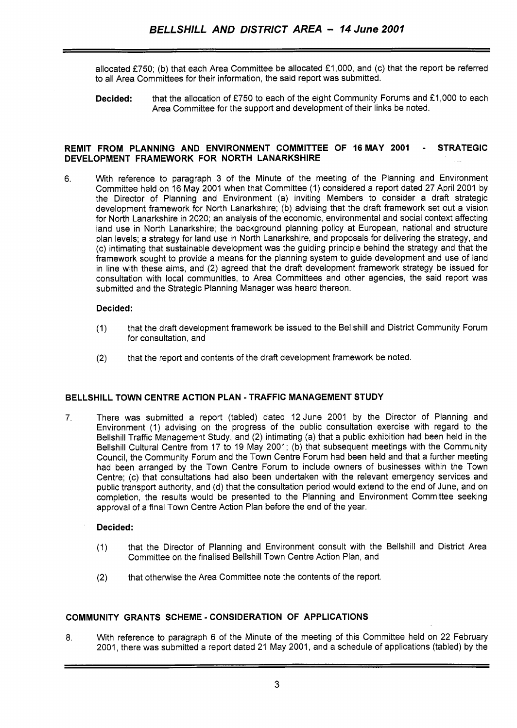allocated £750; (b) that each Area Committee be allocated £1,000, and (c) that the report be referred to all Area Committees for their information, the said report was submitted.

**Decided:** that the allocation of £750 to each of the eight Community Forums and £1,000 to each Area Committee for the support and development of their links be noted.

## REMIT FROM PLANNING AND ENVIRONMENT COMMITTEE OF 16 MAY 2001 - STRATEGIC DEVELOPMENT FRAMEWORK FOR NORTH LANARKSHIRE

6. With reference to paragraph 3 of the Minute of the meeting of the Planning and Environment Committee held on 16 May 2001 when that Committee (1) considered a report dated 27 April 2001 by the Director of Planning and Environment (a) inviting Members to consider a draft strategic development framework for North Lanarkshire; (b) advising that the draft framework set out a vision for North Lanarkshire in 2020; an analysis of the economic, environmental and social context affecting land use in North Lanarkshire; the background planning policy at European, national and structure plan levels; a strategy for land use in North Lanarkshire, and proposals for delivering the strategy, and (c) intimating that sustainable development was the guiding principle behind the strategy and that the framework sought to provide a means for the planning system to guide development and use of land in line with these aims, and (2) agreed that the draft development framework strategy be issued for consultation with local communities, to Area Committees and other agencies, the said report was submitted and the Strategic Planning Manager was heard thereon.

**Decided:**

(1) that the draft development framework be issued to the Bellshill and District Community Forum for consultation, and

(2) that the report and contents of the draft development framework be noted.

## BELLSHILL TOWN CENTRE ACTION PLAN - TRAFFIC MANAGEMENT STUDY

7. There was submitted a report (tabled) dated 12 June 2001 by the Director of Planning and Environment (1) advising on the progress of the public consultation exercise with regard to the Bellshill Traffic Management Study, and (2) intimating (a) that a public exhibition had been held in the Bellshill Cultural Centre from 17 to 19 May 2001; (b) that subsequent meetings with the Community Council, the Community Forum and the Town Centre Forum had been held and that a further meeting had been arranged by the Town Centre Forum to include owners of businesses within the Town Centre; (c) that consultations had also been undertaken with the relevant emergency services and public transport authority, and (d) that the consultation period would extend to the end of June, and on completion, the results would be presented to the Planning and Environment Committee seeking approval of a final Town Centre Action Plan before the end of the year.

**Decided:**

(1) that the Director of Planning and Environment consult with the Bellshill and District Area Committee on the finalised Bellshill Town Centre Action Plan, and

(2) that otherwise the Area Committee note the contents of the report.

## COMMUNITY GRANTS SCHEME - CONSIDERATION OF APPLICATIONS

8. With reference to paragraph 6 of the Minute of the meeting of this Committee held on 22 February 2001, there was submitted a report dated 21 May 2001, and a schedule of applications (tabled) by the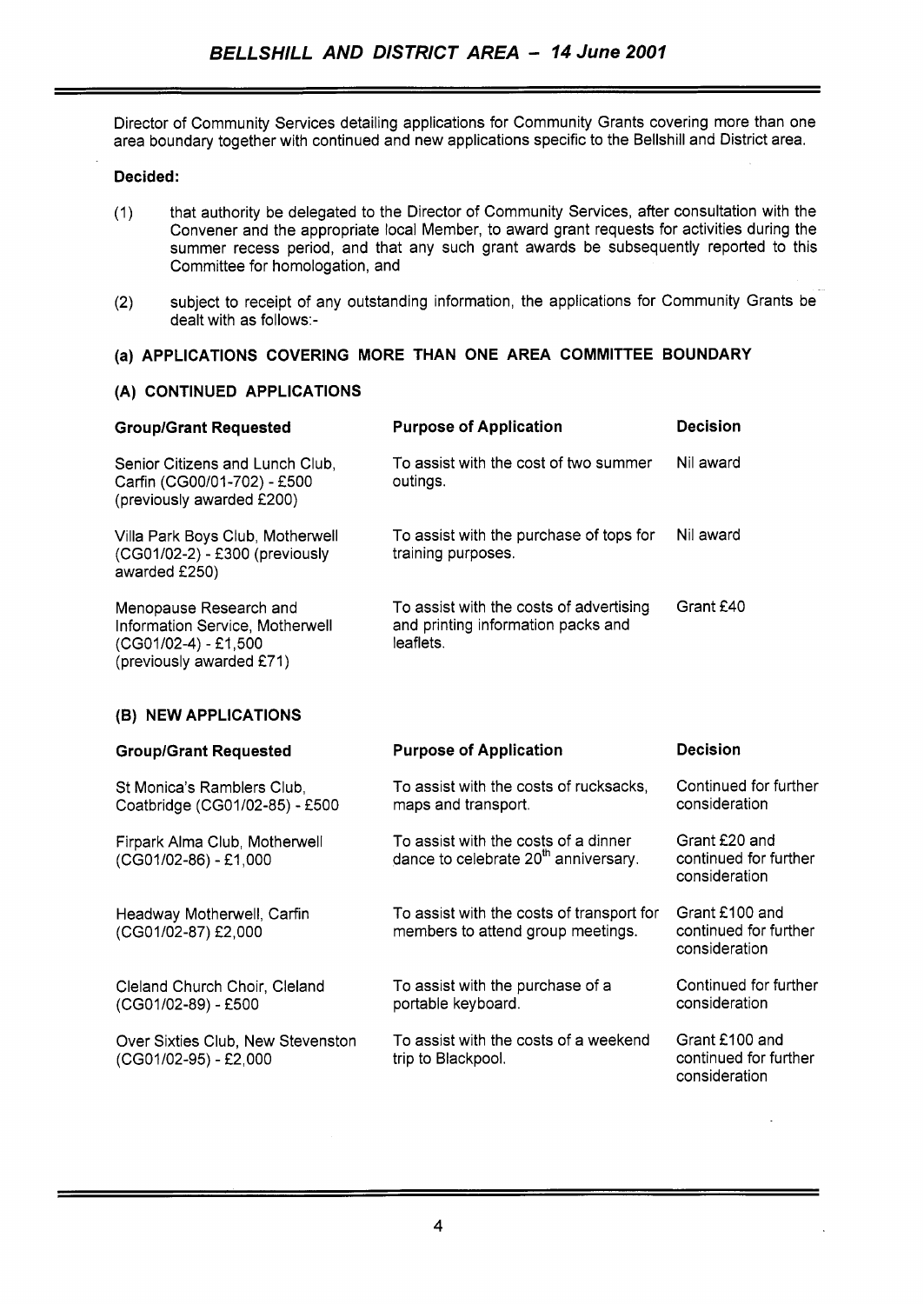Director of Community Services detailing applications for Community Grants covering more than one area boundary together with continued and new applications specific to the Bellshill and District area.

**Decided:**

(1) that authority be delegated to the Director of Community Services, after consultation with the Convener and the appropriate local Member, to award grant requests for activities during the summer recess period, and that any such grant awards be subsequently reported to this Committee for homologation, and

(2) subject to receipt of any outstanding information, the applications for Community Grants be dealt with as follows:-

### (a) APPLICATIONS COVERING MORE THAN ONE AREA COMMITTEE BOUNDARY

### (A) CONTINUED APPLICATIONS

| Group/Grant Requested | Purpose of Application | Decision |
|---|---|---|
| Senior Citizens and Lunch Club, Carfin (CG00/01-702) - £500 (previously awarded £200) | To assist with the cost of two summer outings. | Nil award |
| Villa Park Boys Club, Motherwell (CG01/02-2) - £300 (previously awarded £250) | To assist with the purchase of tops for training purposes. | Nil award |
| Menopause Research and Information Service, Motherwell (CG01/02-4) - £1,500 (previously awarded £71) | To assist with the costs of advertising and printing information packs and leaflets. | Grant £40 |

### (B) NEW APPLICATIONS

| Group/Grant Requested | Purpose of Application | Decision |
|---|---|---|
| St Monica's Ramblers Club, Coatbridge (CG01/02-85) - £500 | To assist with the costs of rucksacks, maps and transport. | Continued for further consideration |
| Firpark Alma Club, Motherwell (CG01/02-86) - £1,000 | To assist with the costs of a dinner dance to celebrate 20th anniversary. | Grant £20 and continued for further consideration |
| Headway Motherwell, Carfin (CG01/02-87) £2,000 | To assist with the costs of transport for members to attend group meetings. | Grant £100 and continued for further consideration |
| Cleland Church Choir, Cleland (CG01/02-89) - £500 | To assist with the purchase of a portable keyboard. | Continued for further consideration |
| Over Sixties Club, New Stevenston (CG01/02-95) - £2,000 | To assist with the costs of a weekend trip to Blackpool. | Grant £100 and continued for further consideration |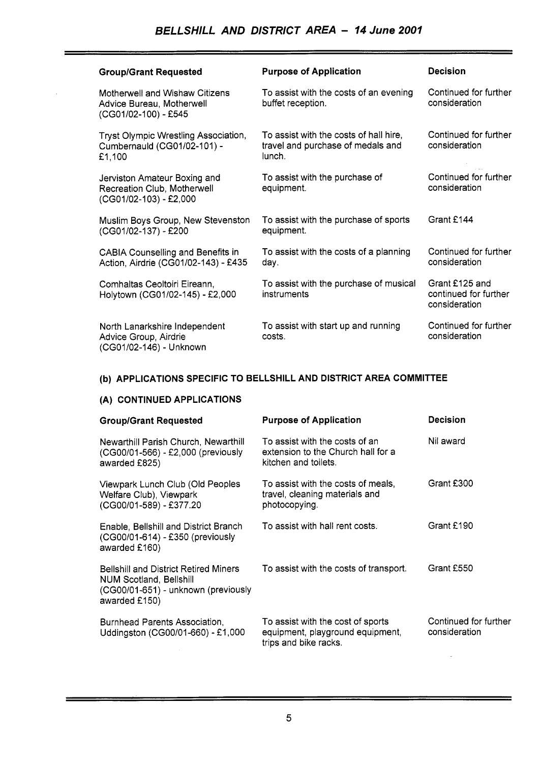| Group/Grant Requested | Purpose of Application | Decision |
| --- | --- | --- |
| Motherwell and Wishaw Citizens Advice Bureau, Motherwell (CG01/02-100) - £545 | To assist with the costs of an evening buffet reception. | Continued for further consideration |
| Tryst Olympic Wrestling Association, Cumbernauld (CG01/02-101) - £1,100 | To assist with the costs of hall hire, travel and purchase of medals and lunch. | Continued for further consideration |
| Jerviston Amateur Boxing and Recreation Club, Motherwell (CG01/02-103) - £2,000 | To assist with the purchase of equipment. | Continued for further consideration |
| Muslim Boys Group, New Stevenston (CG01/02-137) - £200 | To assist with the purchase of sports equipment. | Grant £144 |
| CABIA Counselling and Benefits in Action, Airdrie (CG01/02-143) - £435 | To assist with the costs of a planning day. | Continued for further consideration |
| Comhaltas Ceoltoiri Eireann, Holytown (CG01/02-145) - £2,000 | To assist with the purchase of musical instruments | Grant £125 and continued for further consideration |
| North Lanarkshire Independent Advice Group, Airdrie (CG01/02-146) - Unknown | To assist with start up and running costs. | Continued for further consideration |

## (b) APPLICATIONS SPECIFIC TO BELLSHILL AND DISTRICT AREA COMMITTEE

### (A) CONTINUED APPLICATIONS

| Group/Grant Requested | Purpose of Application | Decision |
| --- | --- | --- |
| Newarthill Parish Church, Newarthill (CG00/01-566) - £2,000 (previously awarded £825) | To assist with the costs of an extension to the Church hall for a kitchen and toilets. | Nil award |
| Viewpark Lunch Club (Old Peoples Welfare Club), Viewpark (CG00/01-589) - £377.20 | To assist with the costs of meals, travel, cleaning materials and photocopying. | Grant £300 |
| Enable, Bellshill and District Branch (CG00/01-614) - £350 (previously awarded £160) | To assist with hall rent costs. | Grant £190 |
| Bellshill and District Retired Miners NUM Scotland, Bellshill (CG00/01-651) - unknown (previously awarded £150) | To assist with the costs of transport. | Grant £550 |
| Burnhead Parents Association, Uddingston (CG00/01-660) - £1,000 | To assist with the cost of sports equipment, playground equipment, trips and bike racks. | Continued for further consideration |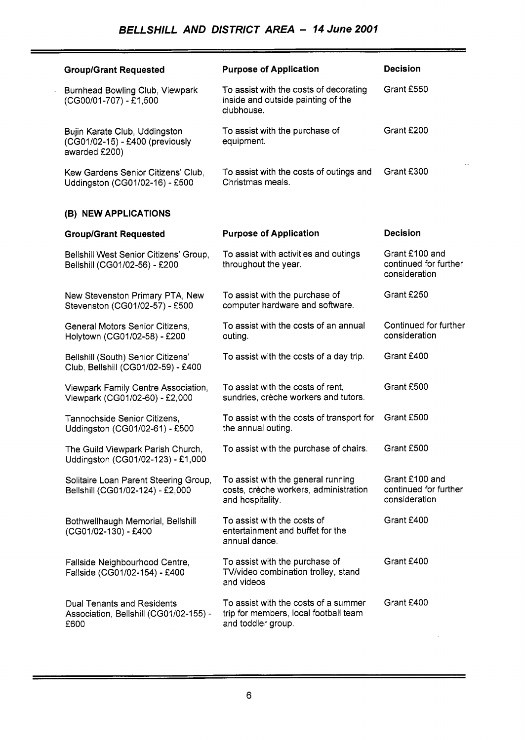## BELLSHILL AND DISTRICT AREA - 14 June 2001

| Group/Grant Requested | Purpose of Application | Decision |
| --- | --- | --- |
| Burnhead Bowling Club, Viewpark (CG00/01-707) - £1,500 | To assist with the costs of decorating inside and outside painting of the clubhouse. | Grant £550 |
| Bujin Karate Club, Uddingston (CG01/02-15) - £400 (previously awarded £200) | To assist with the purchase of equipment. | Grant £200 |
| Kew Gardens Senior Citizens' Club, Uddingston (CG01/02-16) - £500 | To assist with the costs of outings and Christmas meals. | Grant £300 |

### (B) NEW APPLICATIONS

| Group/Grant Requested | Purpose of Application | Decision |
| --- | --- | --- |
| Bellshill West Senior Citizens' Group, Bellshill (CG01/02-56) - £200 | To assist with activities and outings throughout the year. | Grant £100 and continued for further consideration |
| New Stevenston Primary PTA, New Stevenston (CG01/02-57) - £500 | To assist with the purchase of computer hardware and software. | Grant £250 |
| General Motors Senior Citizens, Holytown (CG01/02-58) - £200 | To assist with the costs of an annual outing. | Continued for further consideration |
| Bellshill (South) Senior Citizens' Club, Bellshill (CG01/02-59) - £400 | To assist with the costs of a day trip. | Grant £400 |
| Viewpark Family Centre Association, Viewpark (CG01/02-60) - £2,000 | To assist with the costs of rent, sundries, crèche workers and tutors. | Grant £500 |
| Tannochside Senior Citizens, Uddingston (CG01/02-61) - £500 | To assist with the costs of transport for the annual outing. | Grant £500 |
| The Guild Viewpark Parish Church, Uddingston (CG01/02-123) - £1,000 | To assist with the purchase of chairs. | Grant £500 |
| Solitaire Loan Parent Steering Group, Bellshill (CG01/02-124) - £2,000 | To assist with the general running costs, crèche workers, administration and hospitality. | Grant £100 and continued for further consideration |
| Bothwellhaugh Memorial, Bellshill (CG01/02-130) - £400 | To assist with the costs of entertainment and buffet for the annual dance. | Grant £400 |
| Fallside Neighbourhood Centre, Fallside (CG01/02-154) - £400 | To assist with the purchase of TV/video combination trolley, stand and videos | Grant £400 |
| Dual Tenants and Residents Association, Bellshill (CG01/02-155) - £600 | To assist with the costs of a summer trip for members, local football team and toddler group. | Grant £400 |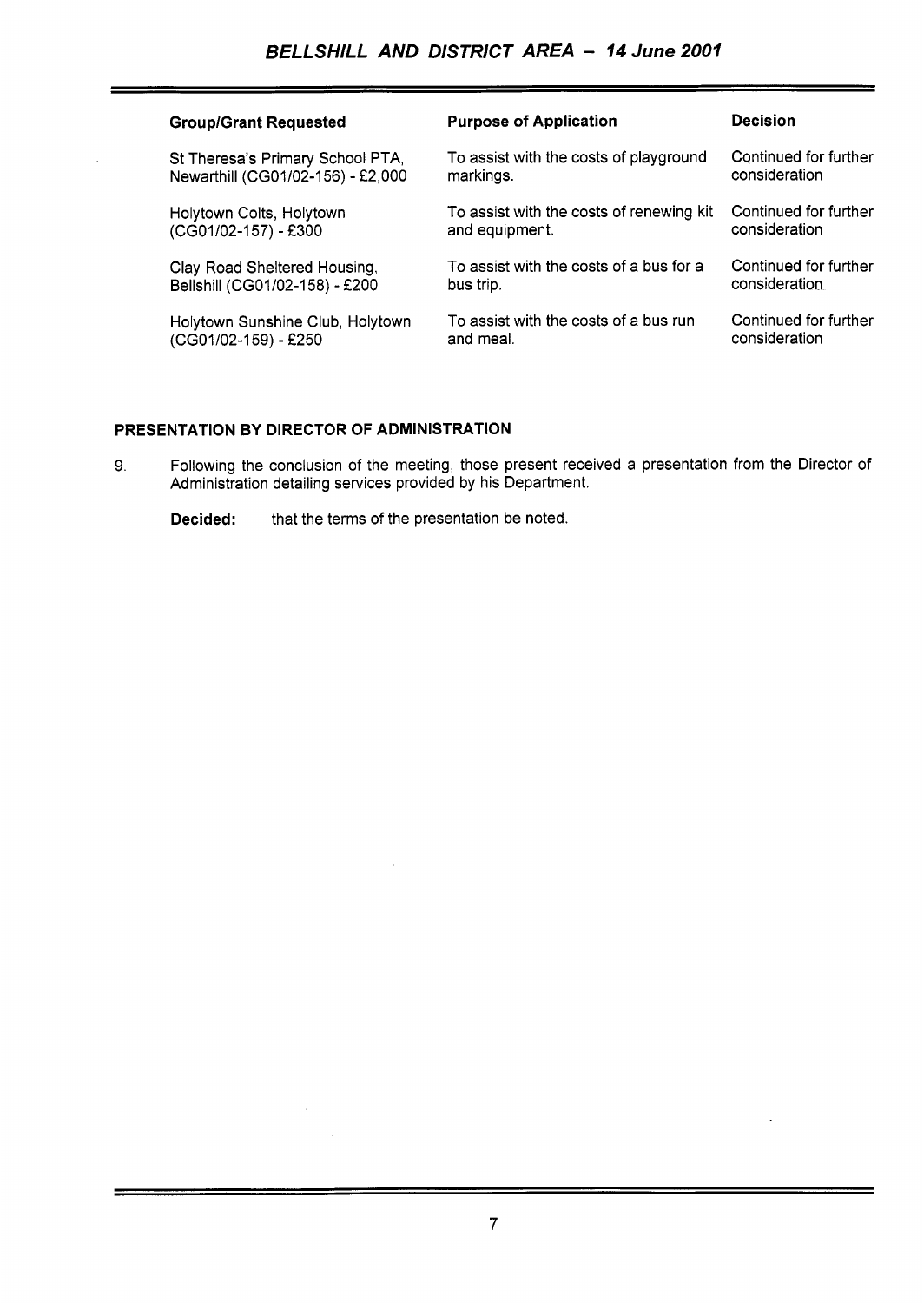| Group/Grant Requested | Purpose of Application | Decision |
|---|---|---|
| St Theresa's Primary School PTA, Newarthill (CG01/02-156) - £2,000 | To assist with the costs of playground markings. | Continued for further consideration |
| Holytown Colts, Holytown (CG01/02-157) - £300 | To assist with the costs of renewing kit and equipment. | Continued for further consideration |
| Clay Road Sheltered Housing, Bellshill (CG01/02-158) - £200 | To assist with the costs of a bus for a bus trip. | Continued for further consideration |
| Holytown Sunshine Club, Holytown (CG01/02-159) - £250 | To assist with the costs of a bus run and meal. | Continued for further consideration |

## PRESENTATION BY DIRECTOR OF ADMINISTRATION

9. Following the conclusion of the meeting, those present received a presentation from the Director of Administration detailing services provided by his Department.

   **Decided:** that the terms of the presentation be noted.